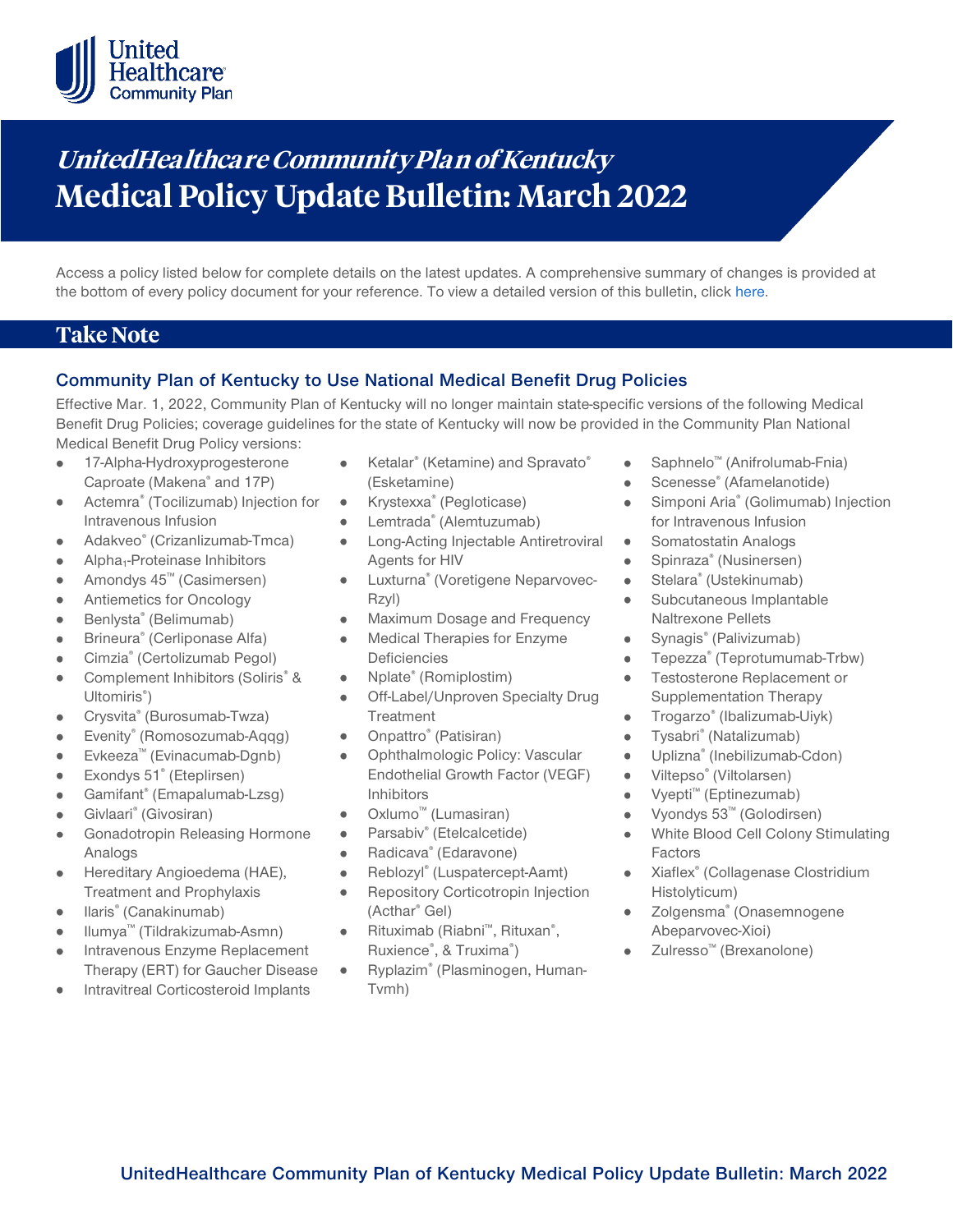# UnitedHealthcare Community Plan of Kentucky

# Medical Policy Update Bulletin: March 2022

Access a policy listed below for complete details on the latest updates. A comprehensive summary of changes is provided at the bottom of every policy document for your reference. To view a detailed version of this bulletin, click here.

## Take Note

### Community Plan of Kentucky to Use National Medical Benefit Drug Policies

Effective Mar. 1, 2022, Community Plan of Kentucky will no longer maintain state-specific versions of the following Medical Benefit Drug Policies; coverage guidelines for the state of Kentucky will now be provided in the Community Plan National Medical Benefit Drug Policy versions:

- 17-Alpha-Hydroxyprogesterone Caproate (Makena® and 17P)
- Actemra® (Tocilizumab) Injection for Intravenous Infusion
- Adakveo® (Crizanlizumab-Tmca)
- Alpha$_1$-Proteinase Inhibitors
- Amondys 45™ (Casimersen)
- Antiemetics for Oncology
- Benlysta® (Belimumab)
- Brineura® (Cerliponase Alfa)
- Cimzia® (Certolizumab Pegol)
- Complement Inhibitors (Soliris® & Ultomiris®)
- Crysvita® (Burosumab-Twza)
- Evenity® (Romosozumab-Aqqg)
- Evkeeza™ (Evinacumab-Dgnb)
- Exondys 51® (Eteplirsen)
- Gamifant® (Emapalumab-Lzsg)
- Givlaari® (Givosiran)
- Gonadotropin Releasing Hormone Analogs
- Hereditary Angioedema (HAE), Treatment and Prophylaxis
- Ilaris® (Canakinumab)
- Ilumya™ (Tildrakizumab-Asmn)
- Intravenous Enzyme Replacement Therapy (ERT) for Gaucher Disease
- Intravitreal Corticosteroid Implants
- Ketalar® (Ketamine) and Spravato® (Esketamine)
- Krystexxa® (Pegloticase)
- Lemtrada® (Alemtuzumab)
- Long-Acting Injectable Antiretroviral Agents for HIV
- Luxturna® (Voretigene Neparvovec-Rzyl)
- Maximum Dosage and Frequency
- Medical Therapies for Enzyme Deficiencies
- Nplate® (Romiplostim)
- Off-Label/Unproven Specialty Drug Treatment
- Onpattro® (Patisiran)
- Ophthalmologic Policy: Vascular Endothelial Growth Factor (VEGF) Inhibitors
- Oxlumo™ (Lumasiran)
- Parsabiv® (Etelcalcetide)
- Radicava® (Edaravone)
- Reblozyl® (Luspatercept-Aamt)
- Repository Corticotropin Injection (Acthar® Gel)
- Rituximab (Riabni™, Rituxan®, Ruxience®, & Truxima®)
- Ryplazim® (Plasminogen, Human-Tvmh)
- Saphnelo™ (Anifrolumab-Fnia)
- Scenesse® (Afamelanotide)
- Simponi Aria® (Golimumab) Injection for Intravenous Infusion
- Somatostatin Analogs
- Spinraza® (Nusinersen)
- Stelara® (Ustekinumab)
- Subcutaneous Implantable Naltrexone Pellets
- Synagis® (Palivizumab)
- Tepezza® (Teprotumumab-Trbw)
- Testosterone Replacement or Supplementation Therapy
- Trogarzo® (Ibalizumab-Uiyk)
- Tysabri® (Natalizumab)
- Uplizna® (Inebilizumab-Cdon)
- Viltepso® (Viltolarsen)
- Vyepti™ (Eptinezumab)
- Vyondys 53™ (Golodirsen)
- White Blood Cell Colony Stimulating Factors
- Xiaflex® (Collagenase Clostridium Histolyticum)
- Zolgensma® (Onasemnogene Abeparvovec-Xioi)
- Zulresso™ (Brexanolone)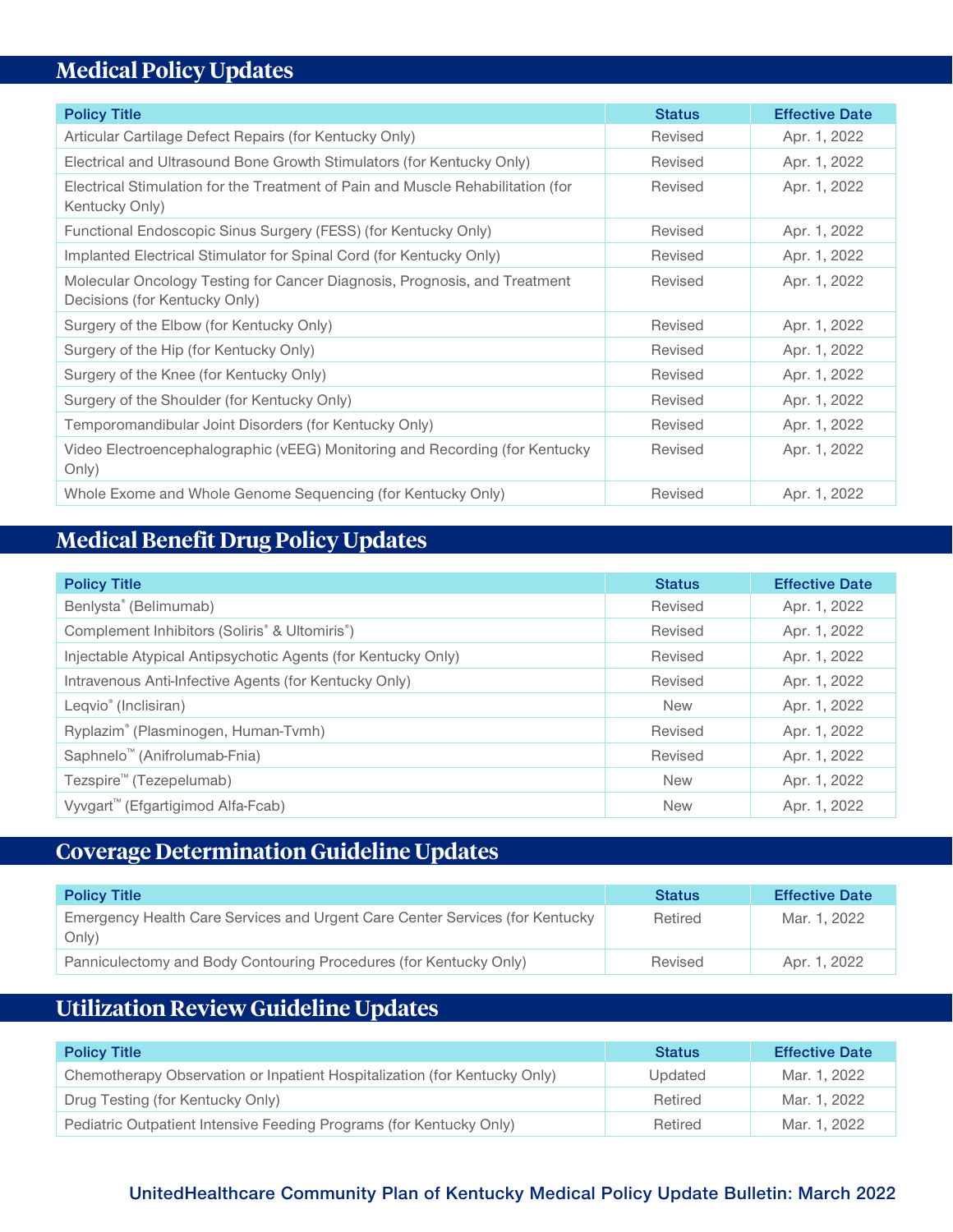## Medical Policy Updates

| Policy Title | Status | Effective Date |
|---|---|---|
| Articular Cartilage Defect Repairs (for Kentucky Only) | Revised | Apr. 1, 2022 |
| Electrical and Ultrasound Bone Growth Stimulators (for Kentucky Only) | Revised | Apr. 1, 2022 |
| Electrical Stimulation for the Treatment of Pain and Muscle Rehabilitation (for Kentucky Only) | Revised | Apr. 1, 2022 |
| Functional Endoscopic Sinus Surgery (FESS) (for Kentucky Only) | Revised | Apr. 1, 2022 |
| Implanted Electrical Stimulator for Spinal Cord (for Kentucky Only) | Revised | Apr. 1, 2022 |
| Molecular Oncology Testing for Cancer Diagnosis, Prognosis, and Treatment Decisions (for Kentucky Only) | Revised | Apr. 1, 2022 |
| Surgery of the Elbow (for Kentucky Only) | Revised | Apr. 1, 2022 |
| Surgery of the Hip (for Kentucky Only) | Revised | Apr. 1, 2022 |
| Surgery of the Knee (for Kentucky Only) | Revised | Apr. 1, 2022 |
| Surgery of the Shoulder (for Kentucky Only) | Revised | Apr. 1, 2022 |
| Temporomandibular Joint Disorders (for Kentucky Only) | Revised | Apr. 1, 2022 |
| Video Electroencephalographic (vEEG) Monitoring and Recording (for Kentucky Only) | Revised | Apr. 1, 2022 |
| Whole Exome and Whole Genome Sequencing (for Kentucky Only) | Revised | Apr. 1, 2022 |

## Medical Benefit Drug Policy Updates

| Policy Title | Status | Effective Date |
|---|---|---|
| Benlysta® (Belimumab) | Revised | Apr. 1, 2022 |
| Complement Inhibitors (Soliris® & Ultomiris®) | Revised | Apr. 1, 2022 |
| Injectable Atypical Antipsychotic Agents (for Kentucky Only) | Revised | Apr. 1, 2022 |
| Intravenous Anti-Infective Agents (for Kentucky Only) | Revised | Apr. 1, 2022 |
| Leqvio® (Inclisiran) | New | Apr. 1, 2022 |
| Ryplazim® (Plasminogen, Human-Tvmh) | Revised | Apr. 1, 2022 |
| Saphnelo™ (Anifrolumab-Fnia) | Revised | Apr. 1, 2022 |
| Tezspire™ (Tezepelumab) | New | Apr. 1, 2022 |
| Vyvgart™ (Efgartigimod Alfa-Fcab) | New | Apr. 1, 2022 |

## Coverage Determination Guideline Updates

| Policy Title | Status | Effective Date |
|---|---|---|
| Emergency Health Care Services and Urgent Care Center Services (for Kentucky Only) | Retired | Mar. 1, 2022 |
| Panniculectomy and Body Contouring Procedures (for Kentucky Only) | Revised | Apr. 1, 2022 |

## Utilization Review Guideline Updates

| Policy Title | Status | Effective Date |
|---|---|---|
| Chemotherapy Observation or Inpatient Hospitalization (for Kentucky Only) | Updated | Mar. 1, 2022 |
| Drug Testing (for Kentucky Only) | Retired | Mar. 1, 2022 |
| Pediatric Outpatient Intensive Feeding Programs (for Kentucky Only) | Retired | Mar. 1, 2022 |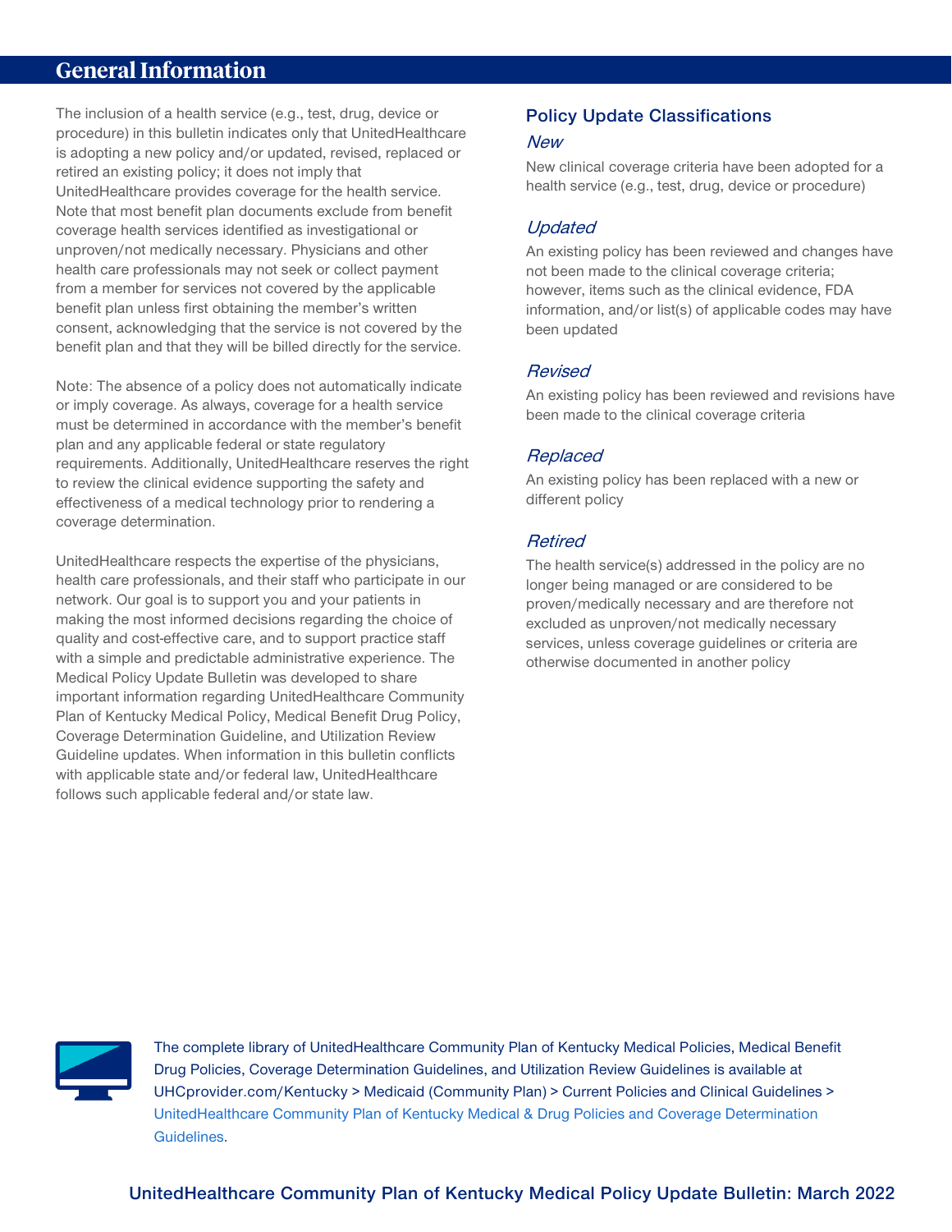## General Information

The inclusion of a health service (e.g., test, drug, device or procedure) in this bulletin indicates only that UnitedHealthcare is adopting a new policy and/or updated, revised, replaced or retired an existing policy; it does not imply that UnitedHealthcare provides coverage for the health service. Note that most benefit plan documents exclude from benefit coverage health services identified as investigational or unproven/not medically necessary. Physicians and other health care professionals may not seek or collect payment from a member for services not covered by the applicable benefit plan unless first obtaining the member's written consent, acknowledging that the service is not covered by the benefit plan and that they will be billed directly for the service.

Note: The absence of a policy does not automatically indicate or imply coverage. As always, coverage for a health service must be determined in accordance with the member's benefit plan and any applicable federal or state regulatory requirements. Additionally, UnitedHealthcare reserves the right to review the clinical evidence supporting the safety and effectiveness of a medical technology prior to rendering a coverage determination.

UnitedHealthcare respects the expertise of the physicians, health care professionals, and their staff who participate in our network. Our goal is to support you and your patients in making the most informed decisions regarding the choice of quality and cost-effective care, and to support practice staff with a simple and predictable administrative experience. The Medical Policy Update Bulletin was developed to share important information regarding UnitedHealthcare Community Plan of Kentucky Medical Policy, Medical Benefit Drug Policy, Coverage Determination Guideline, and Utilization Review Guideline updates. When information in this bulletin conflicts with applicable state and/or federal law, UnitedHealthcare follows such applicable federal and/or state law.

### Policy Update Classifications

*New*

New clinical coverage criteria have been adopted for a health service (e.g., test, drug, device or procedure)

*Updated*

An existing policy has been reviewed and changes have not been made to the clinical coverage criteria; however, items such as the clinical evidence, FDA information, and/or list(s) of applicable codes may have been updated

*Revised*

An existing policy has been reviewed and revisions have been made to the clinical coverage criteria

*Replaced*

An existing policy has been replaced with a new or different policy

*Retired*

The health service(s) addressed in the policy are no longer being managed or are considered to be proven/medically necessary and are therefore not excluded as unproven/not medically necessary services, unless coverage guidelines or criteria are otherwise documented in another policy

The complete library of UnitedHealthcare Community Plan of Kentucky Medical Policies, Medical Benefit Drug Policies, Coverage Determination Guidelines, and Utilization Review Guidelines is available at UHCprovider.com/Kentucky > Medicaid (Community Plan) > Current Policies and Clinical Guidelines > UnitedHealthcare Community Plan of Kentucky Medical & Drug Policies and Coverage Determination Guidelines.